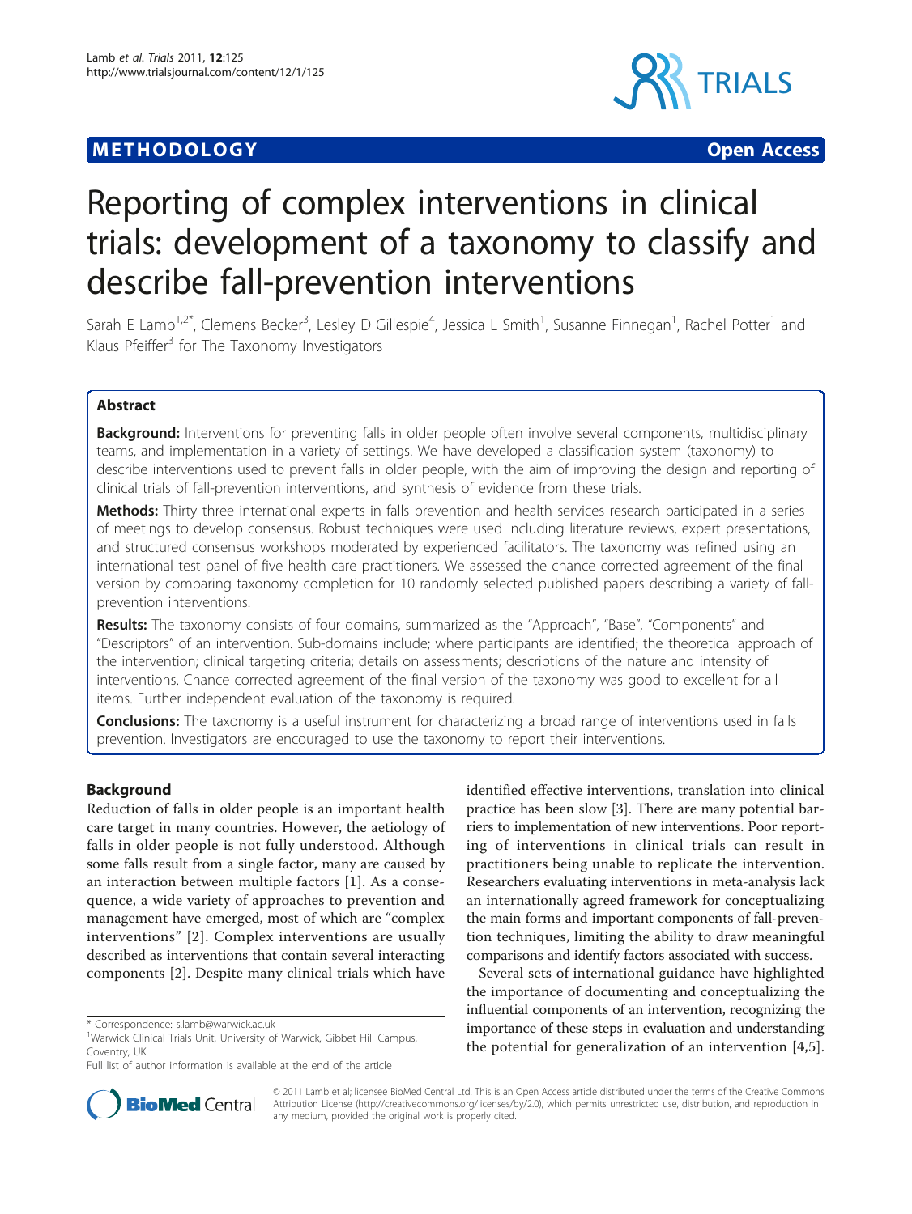METHODOLOGY **Open Access**

# Reporting of complex interventions in clinical trials: development of a taxonomy to classify and describe fall-prevention interventions

Sarah E Lamb[1,2*], Clemens Becker[3], Lesley D Gillespie[4], Jessica L Smith[1], Susanne Finnegan[1], Rachel Potter[1] and Klaus Pfeiffer[3] for The Taxonomy Investigators

## Abstract

**Background:** Interventions for preventing falls in older people often involve several components, multidisciplinary teams, and implementation in a variety of settings. We have developed a classification system (taxonomy) to describe interventions used to prevent falls in older people, with the aim of improving the design and reporting of clinical trials of fall-prevention interventions, and synthesis of evidence from these trials.

**Methods:** Thirty three international experts in falls prevention and health services research participated in a series of meetings to develop consensus. Robust techniques were used including literature reviews, expert presentations, and structured consensus workshops moderated by experienced facilitators. The taxonomy was refined using an international test panel of five health care practitioners. We assessed the chance corrected agreement of the final version by comparing taxonomy completion for 10 randomly selected published papers describing a variety of fall-prevention interventions.

**Results:** The taxonomy consists of four domains, summarized as the "Approach", "Base", "Components" and "Descriptors" of an intervention. Sub-domains include; where participants are identified; the theoretical approach of the intervention; clinical targeting criteria; details on assessments; descriptions of the nature and intensity of interventions. Chance corrected agreement of the final version of the taxonomy was good to excellent for all items. Further independent evaluation of the taxonomy is required.

**Conclusions:** The taxonomy is a useful instrument for characterizing a broad range of interventions used in falls prevention. Investigators are encouraged to use the taxonomy to report their interventions.

## Background

Reduction of falls in older people is an important health care target in many countries. However, the aetiology of falls in older people is not fully understood. Although some falls result from a single factor, many are caused by an interaction between multiple factors [1]. As a consequence, a wide variety of approaches to prevention and management have emerged, most of which are "complex interventions" [2]. Complex interventions are usually described as interventions that contain several interacting components [2]. Despite many clinical trials which have identified effective interventions, translation into clinical practice has been slow [3]. There are many potential barriers to implementation of new interventions. Poor reporting of interventions in clinical trials can result in practitioners being unable to replicate the intervention. Researchers evaluating interventions in meta-analysis lack an internationally agreed framework for conceptualizing the main forms and important components of fall-prevention techniques, limiting the ability to draw meaningful comparisons and identify factors associated with success.

Several sets of international guidance have highlighted the importance of documenting and conceptualizing the influential components of an intervention, recognizing the importance of these steps in evaluation and understanding the potential for generalization of an intervention [4,5].

\* Correspondence: s.lamb@warwick.ac.uk
[1]Warwick Clinical Trials Unit, University of Warwick, Gibbet Hill Campus, Coventry, UK
Full list of author information is available at the end of the article

© 2011 Lamb et al; licensee BioMed Central Ltd. This is an Open Access article distributed under the terms of the Creative Commons Attribution License (http://creativecommons.org/licenses/by/2.0), which permits unrestricted use, distribution, and reproduction in any medium, provided the original work is properly cited.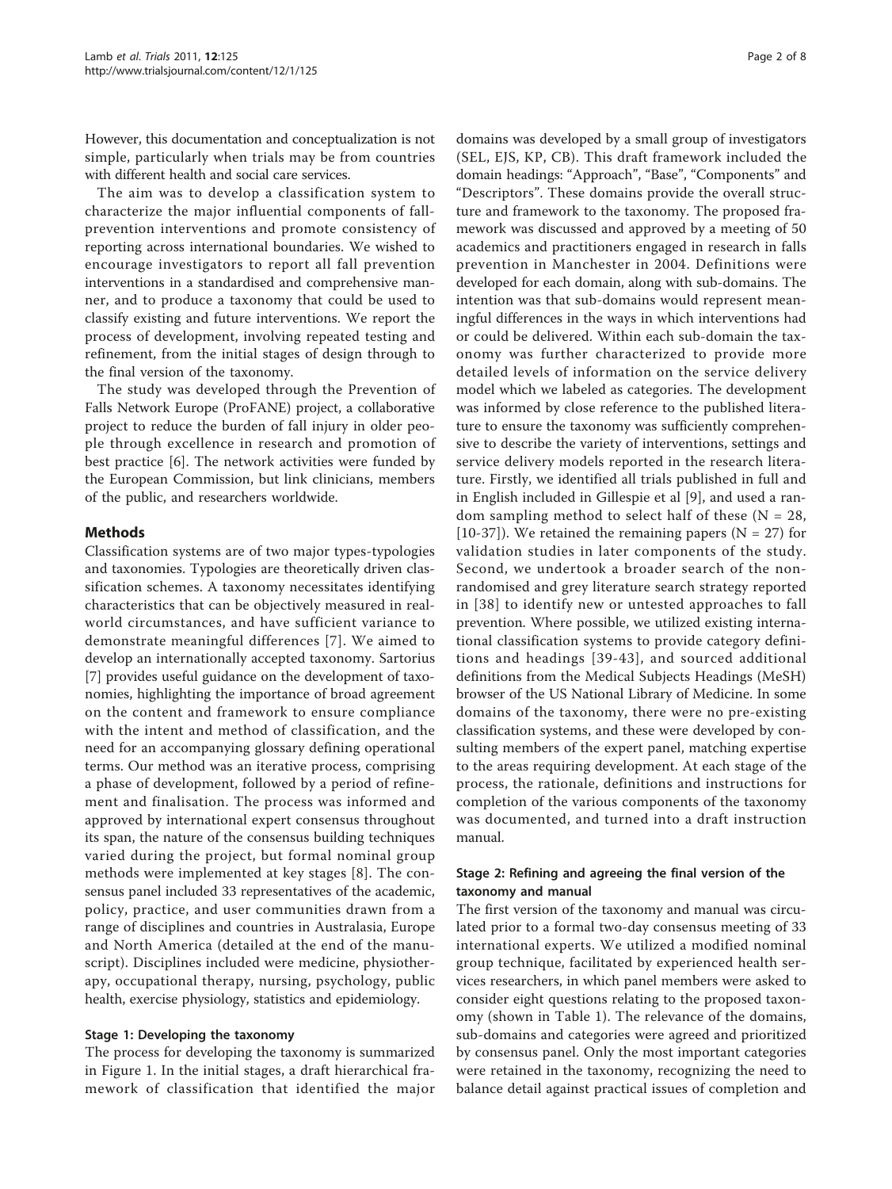However, this documentation and conceptualization is not simple, particularly when trials may be from countries with different health and social care services.

The aim was to develop a classification system to characterize the major influential components of fall-prevention interventions and promote consistency of reporting across international boundaries. We wished to encourage investigators to report all fall prevention interventions in a standardised and comprehensive manner, and to produce a taxonomy that could be used to classify existing and future interventions. We report the process of development, involving repeated testing and refinement, from the initial stages of design through to the final version of the taxonomy.

The study was developed through the Prevention of Falls Network Europe (ProFANE) project, a collaborative project to reduce the burden of fall injury in older people through excellence in research and promotion of best practice [6]. The network activities were funded by the European Commission, but link clinicians, members of the public, and researchers worldwide.

## Methods

Classification systems are of two major types-typologies and taxonomies. Typologies are theoretically driven classification schemes. A taxonomy necessitates identifying characteristics that can be objectively measured in real-world circumstances, and have sufficient variance to demonstrate meaningful differences [7]. We aimed to develop an internationally accepted taxonomy. Sartorius [7] provides useful guidance on the development of taxonomies, highlighting the importance of broad agreement on the content and framework to ensure compliance with the intent and method of classification, and the need for an accompanying glossary defining operational terms. Our method was an iterative process, comprising a phase of development, followed by a period of refinement and finalisation. The process was informed and approved by international expert consensus throughout its span, the nature of the consensus building techniques varied during the project, but formal nominal group methods were implemented at key stages [8]. The consensus panel included 33 representatives of the academic, policy, practice, and user communities drawn from a range of disciplines and countries in Australasia, Europe and North America (detailed at the end of the manuscript). Disciplines included were medicine, physiotherapy, occupational therapy, nursing, psychology, public health, exercise physiology, statistics and epidemiology.

### Stage 1: Developing the taxonomy

The process for developing the taxonomy is summarized in Figure 1. In the initial stages, a draft hierarchical framework of classification that identified the major domains was developed by a small group of investigators (SEL, EJS, KP, CB). This draft framework included the domain headings: "Approach", "Base", "Components" and "Descriptors". These domains provide the overall structure and framework to the taxonomy. The proposed framework was discussed and approved by a meeting of 50 academics and practitioners engaged in research in falls prevention in Manchester in 2004. Definitions were developed for each domain, along with sub-domains. The intention was that sub-domains would represent meaningful differences in the ways in which interventions had or could be delivered. Within each sub-domain the taxonomy was further characterized to provide more detailed levels of information on the service delivery model which we labeled as categories. The development was informed by close reference to the published literature to ensure the taxonomy was sufficiently comprehensive to describe the variety of interventions, settings and service delivery models reported in the research literature. Firstly, we identified all trials published in full and in English included in Gillespie et al [9], and used a random sampling method to select half of these (N = 28, [10-37]). We retained the remaining papers (N = 27) for validation studies in later components of the study. Second, we undertook a broader search of the non-randomised and grey literature search strategy reported in [38] to identify new or untested approaches to fall prevention. Where possible, we utilized existing international classification systems to provide category definitions and headings [39-43], and sourced additional definitions from the Medical Subjects Headings (MeSH) browser of the US National Library of Medicine. In some domains of the taxonomy, there were no pre-existing classification systems, and these were developed by consulting members of the expert panel, matching expertise to the areas requiring development. At each stage of the process, the rationale, definitions and instructions for completion of the various components of the taxonomy was documented, and turned into a draft instruction manual.

### Stage 2: Refining and agreeing the final version of the taxonomy and manual

The first version of the taxonomy and manual was circulated prior to a formal two-day consensus meeting of 33 international experts. We utilized a modified nominal group technique, facilitated by experienced health services researchers, in which panel members were asked to consider eight questions relating to the proposed taxonomy (shown in Table 1). The relevance of the domains, sub-domains and categories were agreed and prioritized by consensus panel. Only the most important categories were retained in the taxonomy, recognizing the need to balance detail against practical issues of completion and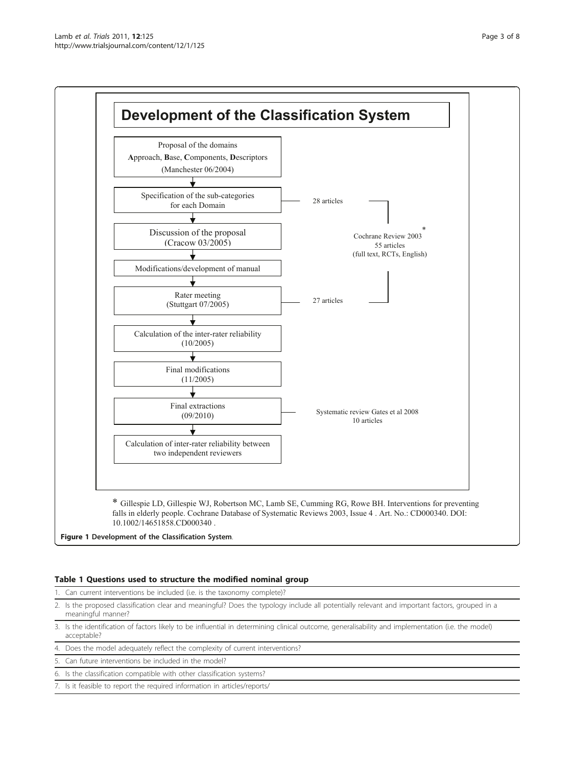## Development of the Classification System

Proposal of the domains
**A**pproach, **B**ase, **C**omponents, **D**escriptors
(Manchester 06/2004)

↓

Specification of the sub-categories for each Domain — 28 articles

↓

Discussion of the proposal (Cracow 03/2005) — Cochrane Review 2003 * 55 articles (full text, RCTs, English)

↓

Modifications/development of manual

↓

Rater meeting (Stuttgart 07/2005) — 27 articles

↓

Calculation of the inter-rater reliability (10/2005)

↓

Final modifications (11/2005)

↓

Final extractions (09/2010) — Systematic review Gates et al 2008 10 articles

↓

Calculation of inter-rater reliability between two independent reviewers

* Gillespie LD, Gillespie WJ, Robertson MC, Lamb SE, Cumming RG, Rowe BH. Interventions for preventing falls in elderly people. Cochrane Database of Systematic Reviews 2003, Issue 4 . Art. No.: CD000340. DOI: 10.1002/14651858.CD000340 .

**Figure 1 Development of the Classification System**.

**Table 1 Questions used to structure the modified nominal group**

| |
|---|
| 1. Can current interventions be included (i.e. is the taxonomy complete)? |
| 2. Is the proposed classification clear and meaningful? Does the typology include all potentially relevant and important factors, grouped in a meaningful manner? |
| 3. Is the identification of factors likely to be influential in determining clinical outcome, generalisability and implementation (i.e. the model) acceptable? |
| 4. Does the model adequately reflect the complexity of current interventions? |
| 5. Can future interventions be included in the model? |
| 6. Is the classification compatible with other classification systems? |
| 7. Is it feasible to report the required information in articles/reports/ |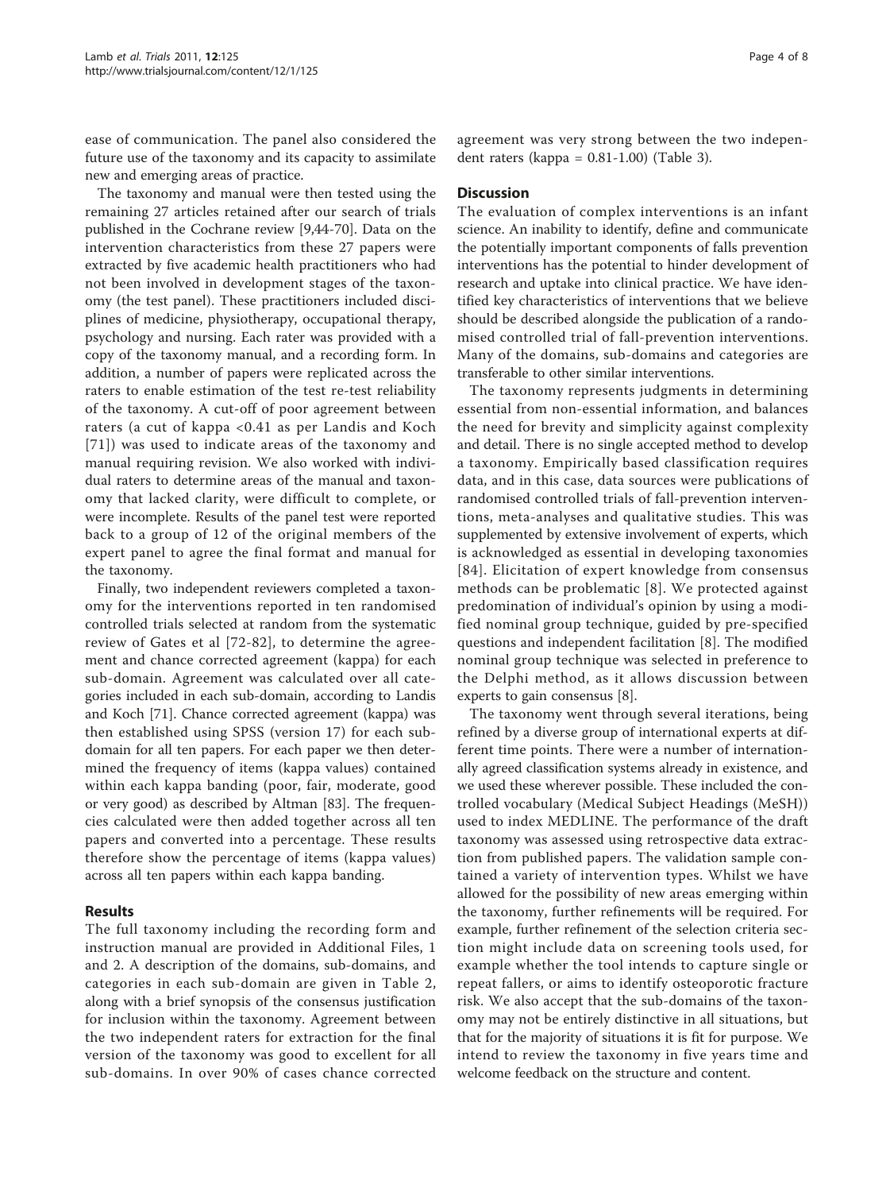ease of communication. The panel also considered the future use of the taxonomy and its capacity to assimilate new and emerging areas of practice.

The taxonomy and manual were then tested using the remaining 27 articles retained after our search of trials published in the Cochrane review [9,44-70]. Data on the intervention characteristics from these 27 papers were extracted by five academic health practitioners who had not been involved in development stages of the taxonomy (the test panel). These practitioners included disciplines of medicine, physiotherapy, occupational therapy, psychology and nursing. Each rater was provided with a copy of the taxonomy manual, and a recording form. In addition, a number of papers were replicated across the raters to enable estimation of the test re-test reliability of the taxonomy. A cut-off of poor agreement between raters (a cut of kappa <0.41 as per Landis and Koch [71]) was used to indicate areas of the taxonomy and manual requiring revision. We also worked with individual raters to determine areas of the manual and taxonomy that lacked clarity, were difficult to complete, or were incomplete. Results of the panel test were reported back to a group of 12 of the original members of the expert panel to agree the final format and manual for the taxonomy.

Finally, two independent reviewers completed a taxonomy for the interventions reported in ten randomised controlled trials selected at random from the systematic review of Gates et al [72-82], to determine the agreement and chance corrected agreement (kappa) for each sub-domain. Agreement was calculated over all categories included in each sub-domain, according to Landis and Koch [71]. Chance corrected agreement (kappa) was then established using SPSS (version 17) for each sub-domain for all ten papers. For each paper we then determined the frequency of items (kappa values) contained within each kappa banding (poor, fair, moderate, good or very good) as described by Altman [83]. The frequencies calculated were then added together across all ten papers and converted into a percentage. These results therefore show the percentage of items (kappa values) across all ten papers within each kappa banding.

## Results

The full taxonomy including the recording form and instruction manual are provided in Additional Files, 1 and 2. A description of the domains, sub-domains, and categories in each sub-domain are given in Table 2, along with a brief synopsis of the consensus justification for inclusion within the taxonomy. Agreement between the two independent raters for extraction for the final version of the taxonomy was good to excellent for all sub-domains. In over 90% of cases chance corrected agreement was very strong between the two independent raters (kappa = 0.81-1.00) (Table 3).

## Discussion

The evaluation of complex interventions is an infant science. An inability to identify, define and communicate the potentially important components of falls prevention interventions has the potential to hinder development of research and uptake into clinical practice. We have identified key characteristics of interventions that we believe should be described alongside the publication of a randomised controlled trial of fall-prevention interventions. Many of the domains, sub-domains and categories are transferable to other similar interventions.

The taxonomy represents judgments in determining essential from non-essential information, and balances the need for brevity and simplicity against complexity and detail. There is no single accepted method to develop a taxonomy. Empirically based classification requires data, and in this case, data sources were publications of randomised controlled trials of fall-prevention interventions, meta-analyses and qualitative studies. This was supplemented by extensive involvement of experts, which is acknowledged as essential in developing taxonomies [84]. Elicitation of expert knowledge from consensus methods can be problematic [8]. We protected against predomination of individual's opinion by using a modified nominal group technique, guided by pre-specified questions and independent facilitation [8]. The modified nominal group technique was selected in preference to the Delphi method, as it allows discussion between experts to gain consensus [8].

The taxonomy went through several iterations, being refined by a diverse group of international experts at different time points. There were a number of internationally agreed classification systems already in existence, and we used these wherever possible. These included the controlled vocabulary (Medical Subject Headings (MeSH)) used to index MEDLINE. The performance of the draft taxonomy was assessed using retrospective data extraction from published papers. The validation sample contained a variety of intervention types. Whilst we have allowed for the possibility of new areas emerging within the taxonomy, further refinements will be required. For example, further refinement of the selection criteria section might include data on screening tools used, for example whether the tool intends to capture single or repeat fallers, or aims to identify osteoporotic fracture risk. We also accept that the sub-domains of the taxonomy may not be entirely distinctive in all situations, but that for the majority of situations it is fit for purpose. We intend to review the taxonomy in five years time and welcome feedback on the structure and content.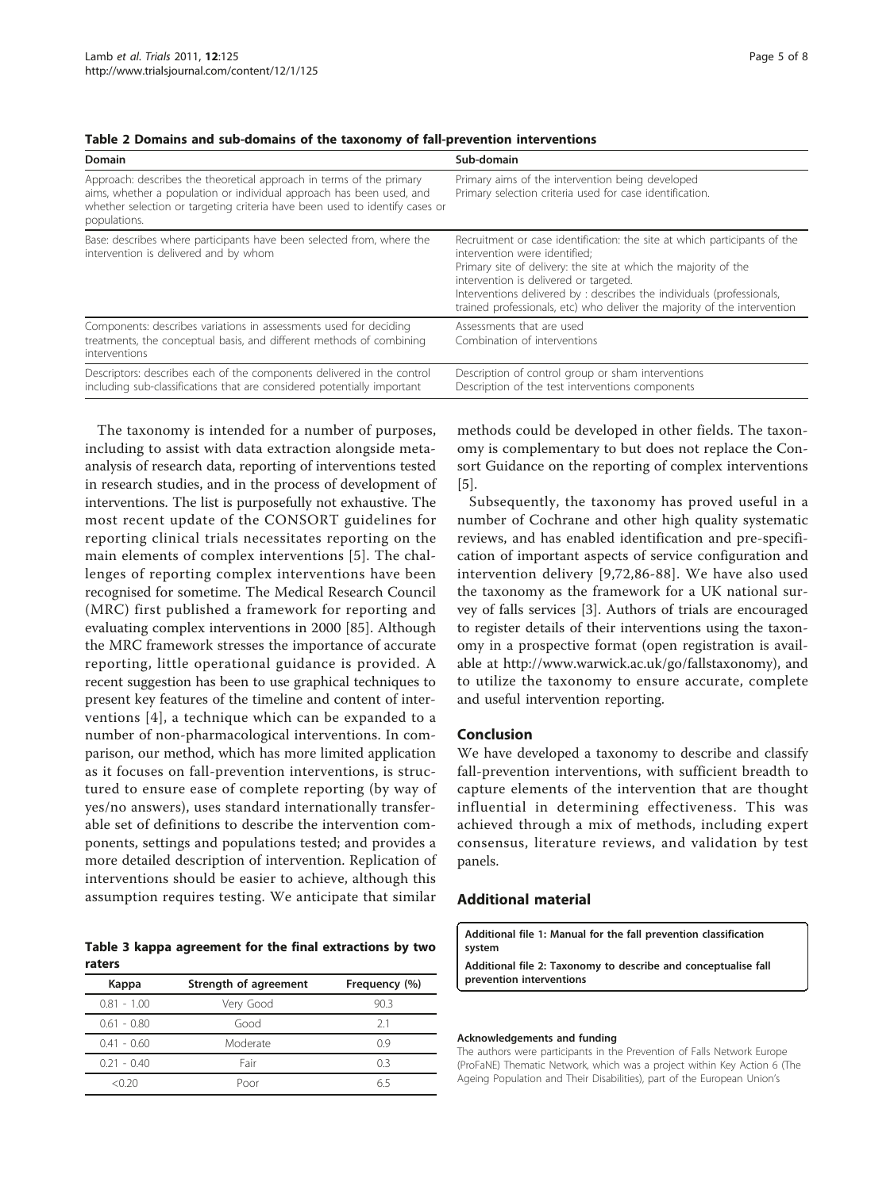**Table 2 Domains and sub-domains of the taxonomy of fall-prevention interventions**

| Domain | Sub-domain |
|---|---|
| Approach: describes the theoretical approach in terms of the primary aims, whether a population or individual approach has been used, and whether selection or targeting criteria have been used to identify cases or populations. | Primary aims of the intervention being developed<br>Primary selection criteria used for case identification. |
| Base: describes where participants have been selected from, where the intervention is delivered and by whom | Recruitment or case identification: the site at which participants of the intervention were identified;<br>Primary site of delivery: the site at which the majority of the intervention is delivered or targeted.<br>Interventions delivered by : describes the individuals (professionals, trained professionals, etc) who deliver the majority of the intervention |
| Components: describes variations in assessments used for deciding treatments, the conceptual basis, and different methods of combining interventions | Assessments that are used<br>Combination of interventions |
| Descriptors: describes each of the components delivered in the control including sub-classifications that are considered potentially important | Description of control group or sham interventions<br>Description of the test interventions components |

The taxonomy is intended for a number of purposes, including to assist with data extraction alongside meta-analysis of research data, reporting of interventions tested in research studies, and in the process of development of interventions. The list is purposefully not exhaustive. The most recent update of the CONSORT guidelines for reporting clinical trials necessitates reporting on the main elements of complex interventions [5]. The challenges of reporting complex interventions have been recognised for sometime. The Medical Research Council (MRC) first published a framework for reporting and evaluating complex interventions in 2000 [85]. Although the MRC framework stresses the importance of accurate reporting, little operational guidance is provided. A recent suggestion has been to use graphical techniques to present key features of the timeline and content of interventions [4], a technique which can be expanded to a number of non-pharmacological interventions. In comparison, our method, which has more limited application as it focuses on fall-prevention interventions, is structured to ensure ease of complete reporting (by way of yes/no answers), uses standard internationally transferable set of definitions to describe the intervention components, settings and populations tested; and provides a more detailed description of intervention. Replication of interventions should be easier to achieve, although this assumption requires testing. We anticipate that similar methods could be developed in other fields. The taxonomy is complementary to but does not replace the Consort Guidance on the reporting of complex interventions [5].

**Table 3 kappa agreement for the final extractions by two raters**

| Kappa | Strength of agreement | Frequency (%) |
|---|---|---|
| 0.81 - 1.00 | Very Good | 90.3 |
| 0.61 - 0.80 | Good | 2.1 |
| 0.41 - 0.60 | Moderate | 0.9 |
| 0.21 - 0.40 | Fair | 0.3 |
| <0.20 | Poor | 6.5 |

Subsequently, the taxonomy has proved useful in a number of Cochrane and other high quality systematic reviews, and has enabled identification and pre-specification of important aspects of service configuration and intervention delivery [9,72,86-88]. We have also used the taxonomy as the framework for a UK national survey of falls services [3]. Authors of trials are encouraged to register details of their interventions using the taxonomy in a prospective format (open registration is available at http://www.warwick.ac.uk/go/fallstaxonomy), and to utilize the taxonomy to ensure accurate, complete and useful intervention reporting.

## Conclusion

We have developed a taxonomy to describe and classify fall-prevention interventions, with sufficient breadth to capture elements of the intervention that are thought influential in determining effectiveness. This was achieved through a mix of methods, including expert consensus, literature reviews, and validation by test panels.

## Additional material

**Additional file 1: Manual for the fall prevention classification system**

**Additional file 2: Taxonomy to describe and conceptualise fall prevention interventions**

#### Acknowledgements and funding

The authors were participants in the Prevention of Falls Network Europe (ProFaNE) Thematic Network, which was a project within Key Action 6 (The Ageing Population and Their Disabilities), part of the European Union's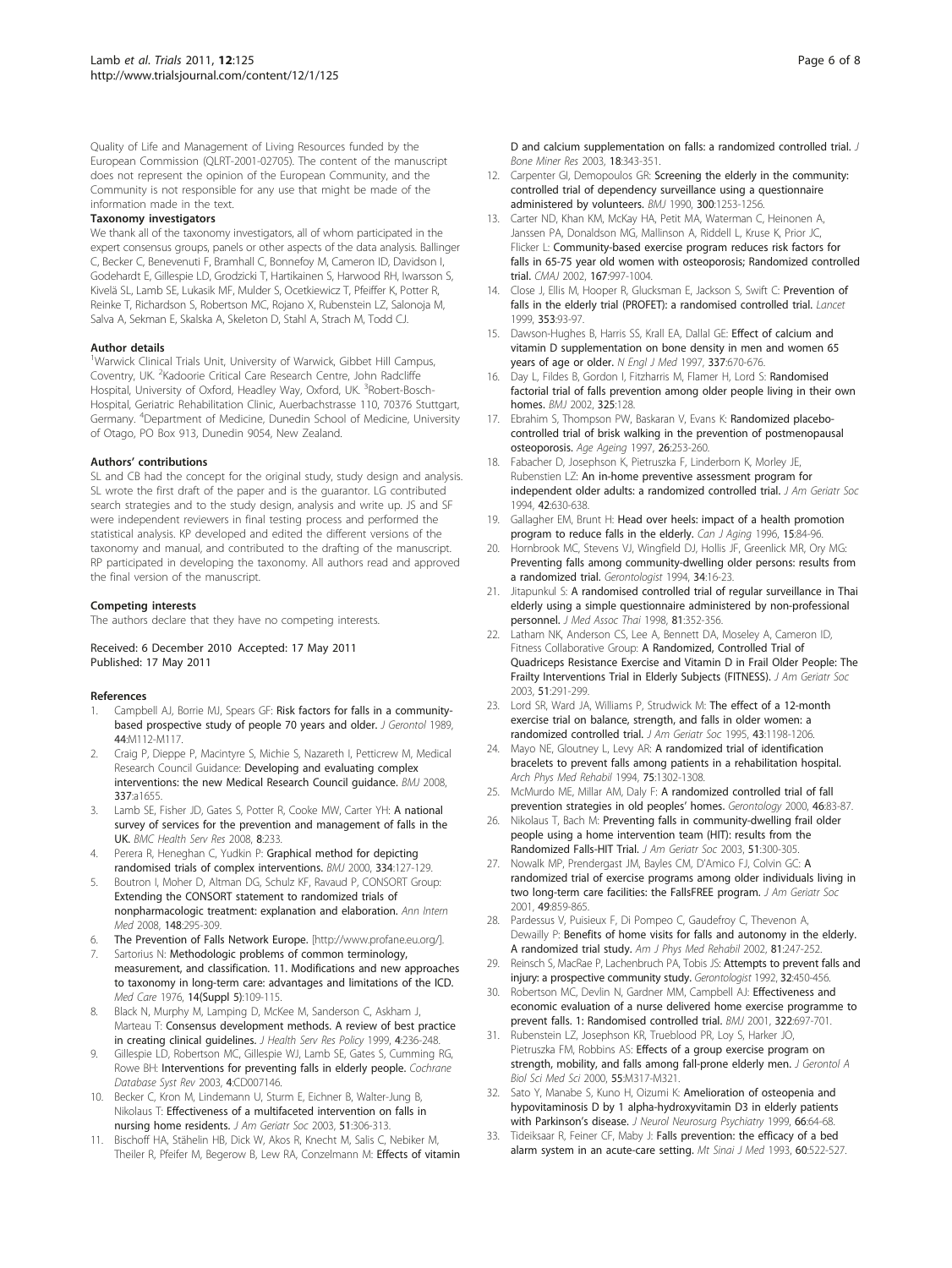Quality of Life and Management of Living Resources funded by the European Commission (QLRT-2001-02705). The content of the manuscript does not represent the opinion of the European Community, and the Community is not responsible for any use that might be made of the information made in the text.

### Taxonomy investigators

We thank all of the taxonomy investigators, all of whom participated in the expert consensus groups, panels or other aspects of the data analysis. Ballinger C, Becker C, Benevenuti F, Bramhall C, Bonnefoy M, Cameron ID, Davidson I, Godehardt E, Gillespie LD, Grodzicki T, Hartikainen S, Harwood RH, Iwarsson S, Kivelä SL, Lamb SE, Lukasik MF, Mulder S, Ocetkiewicz T, Pfeiffer K, Potter R, Reinke T, Richardson S, Robertson MC, Rojano X, Rubenstein LZ, Salonoja M, Salva A, Sekman E, Skalska A, Skeleton D, Stahl A, Strach M, Todd CJ.

### Author details

[1]Warwick Clinical Trials Unit, University of Warwick, Gibbet Hill Campus, Coventry, UK. [2]Kadoorie Critical Care Research Centre, John Radcliffe Hospital, University of Oxford, Headley Way, Oxford, UK. [3]Robert-Bosch-Hospital, Geriatric Rehabilitation Clinic, Auerbachstrasse 110, 70376 Stuttgart, Germany. [4]Department of Medicine, Dunedin School of Medicine, University of Otago, PO Box 913, Dunedin 9054, New Zealand.

### Authors' contributions

SL and CB had the concept for the original study, study design and analysis. SL wrote the first draft of the paper and is the guarantor. LG contributed search strategies and to the study design, analysis and write up. JS and SF were independent reviewers in final testing process and performed the statistical analysis. KP developed and edited the different versions of the taxonomy and manual, and contributed to the drafting of the manuscript. RP participated in developing the taxonomy. All authors read and approved the final version of the manuscript.

### Competing interests

The authors declare that they have no competing interests.

Received: 6 December 2010 Accepted: 17 May 2011
Published: 17 May 2011

### References

1. Campbell AJ, Borrie MJ, Spears GF: **Risk factors for falls in a community-based prospective study of people 70 years and older.** *J Gerontol* 1989, **44**:M112-M117.
2. Craig P, Dieppe P, Macintyre S, Michie S, Nazareth I, Petticrew M, Medical Research Council Guidance: **Developing and evaluating complex interventions: the new Medical Research Council guidance.** *BMJ* 2008, **337**:a1655.
3. Lamb SE, Fisher JD, Gates S, Potter R, Cooke MW, Carter YH: **A national survey of services for the prevention and management of falls in the UK.** *BMC Health Serv Res* 2008, **8**:233.
4. Perera R, Heneghan C, Yudkin P: **Graphical method for depicting randomised trials of complex interventions.** *BMJ* 2000, **334**:127-129.
5. Boutron I, Moher D, Altman DG, Schulz KF, Ravaud P, CONSORT Group: **Extending the CONSORT statement to randomized trials of nonpharmacologic treatment: explanation and elaboration.** *Ann Intern Med* 2008, **148**:295-309.
6. **The Prevention of Falls Network Europe.** [http://www.profane.eu.org/].
7. Sartorius N: **Methodologic problems of common terminology, measurement, and classification. 11. Modifications and new approaches to taxonomy in long-term care: advantages and limitations of the ICD.** *Med Care* 1976, **14(Suppl 5)**:109-115.
8. Black N, Murphy M, Lamping D, McKee M, Sanderson C, Askham J, Marteau T: **Consensus development methods. A review of best practice in creating clinical guidelines.** *J Health Serv Res Policy* 1999, **4**:236-248.
9. Gillespie LD, Robertson MC, Gillespie WJ, Lamb SE, Gates S, Cumming RG, Rowe BH: **Interventions for preventing falls in elderly people.** *Cochrane Database Syst Rev* 2003, **4**:CD007146.
10. Becker C, Kron M, Lindemann U, Sturm E, Eichner B, Walter-Jung B, Nikolaus T: **Effectiveness of a multifaceted intervention on falls in nursing home residents.** *J Am Geriatr Soc* 2003, **51**:306-313.
11. Bischoff HA, Stähelin HB, Dick W, Akos R, Knecht M, Salis C, Nebiker M, Theiler R, Pfeifer M, Begerow B, Lew RA, Conzelmann M: **Effects of vitamin D and calcium supplementation on falls: a randomized controlled trial.** *J Bone Miner Res* 2003, **18**:343-351.
12. Carpenter GI, Demopoulos GR: **Screening the elderly in the community: controlled trial of dependency surveillance using a questionnaire administered by volunteers.** *BMJ* 1990, **300**:1253-1256.
13. Carter ND, Khan KM, McKay HA, Petit MA, Waterman C, Heinonen A, Janssen PA, Donaldson MG, Mallinson A, Riddell L, Kruse K, Prior JC, Flicker L: **Community-based exercise program reduces risk factors for falls in 65-75 year old women with osteoporosis; Randomized controlled trial.** *CMAJ* 2002, **167**:997-1004.
14. Close J, Ellis M, Hooper R, Glucksman E, Jackson S, Swift C: **Prevention of falls in the elderly trial (PROFET): a randomised controlled trial.** *Lancet* 1999, **353**:93-97.
15. Dawson-Hughes B, Harris SS, Krall EA, Dallal GE: **Effect of calcium and vitamin D supplementation on bone density in men and women 65 years of age or older.** *N Engl J Med* 1997, **337**:670-676.
16. Day L, Fildes B, Gordon I, Fitzharris M, Flamer H, Lord S: **Randomised factorial trial of falls prevention among older people living in their own homes.** *BMJ* 2002, **325**:128.
17. Ebrahim S, Thompson PW, Baskaran V, Evans K: **Randomized placebo-controlled trial of brisk walking in the prevention of postmenopausal osteoporosis.** *Age Ageing* 1997, **26**:253-260.
18. Fabacher D, Josephson K, Pietruszka F, Linderborn K, Morley JE, Rubenstien LZ: **An in-home preventive assessment program for independent older adults: a randomized controlled trial.** *J Am Geriatr Soc* 1994, **42**:630-638.
19. Gallagher EM, Brunt H: **Head over heels: impact of a health promotion program to reduce falls in the elderly.** *Can J Aging* 1996, **15**:84-96.
20. Hornbrook MC, Stevens VJ, Wingfield DJ, Hollis JF, Greenlick MR, Ory MG: **Preventing falls among community-dwelling older persons: results from a randomized trial.** *Gerontologist* 1994, **34**:16-23.
21. Jitapunkul S: **A randomised controlled trial of regular surveillance in Thai elderly using a simple questionnaire administered by non-professional personnel.** *J Med Assoc Thai* 1998, **81**:352-356.
22. Latham NK, Anderson CS, Lee A, Bennett DA, Moseley A, Cameron ID, Fitness Collaborative Group: **A Randomized, Controlled Trial of Quadriceps Resistance Exercise and Vitamin D in Frail Older People: The Frailty Interventions Trial in Elderly Subjects (FITNESS).** *J Am Geriatr Soc* 2003, **51**:291-299.
23. Lord SR, Ward JA, Williams P, Strudwick M: **The effect of a 12-month exercise trial on balance, strength, and falls in older women: a randomized controlled trial.** *J Am Geriatr Soc* 1995, **43**:1198-1206.
24. Mayo NE, Gloutney L, Levy AR: **A randomized trial of identification bracelets to prevent falls among patients in a rehabilitation hospital.** *Arch Phys Med Rehabil* 1994, **75**:1302-1308.
25. McMurdo ME, Millar AM, Daly F: **A randomized controlled trial of fall prevention strategies in old peoples' homes.** *Gerontology* 2000, **46**:83-87.
26. Nikolaus T, Bach M: **Preventing falls in community-dwelling frail older people using a home intervention team (HIT): results from the Randomized Falls-HIT Trial.** *J Am Geriatr Soc* 2003, **51**:300-305.
27. Nowalk MP, Prendergast JM, Bayles CM, D'Amico FJ, Colvin GC: **A randomized trial of exercise programs among older individuals living in two long-term care facilities: the FallsFREE program.** *J Am Geriatr Soc* 2001, **49**:859-865.
28. Pardessus V, Puisieux F, Di Pompeo C, Gaudefroy C, Thevenon A, Dewailly P: **Benefits of home visits for falls and autonomy in the elderly. A randomized trial study.** *Am J Phys Med Rehabil* 2002, **81**:247-252.
29. Reinsch S, MacRae P, Lachenbruch PA, Tobis JS: **Attempts to prevent falls and injury: a prospective community study.** *Gerontologist* 1992, **32**:450-456.
30. Robertson MC, Devlin N, Gardner MM, Campbell AJ: **Effectiveness and economic evaluation of a nurse delivered home exercise programme to prevent falls. 1: Randomised controlled trial.** *BMJ* 2001, **322**:697-701.
31. Rubenstein LZ, Josephson KR, Trueblood PR, Loy S, Harker JO, Pietruszka FM, Robbins AS: **Effects of a group exercise program on strength, mobility, and falls among fall-prone elderly men.** *J Gerontol A Biol Sci Med Sci* 2000, **55**:M317-M321.
32. Sato Y, Manabe S, Kuno H, Oizumi K: **Amelioration of osteopenia and hypovitaminosis D by 1 alpha-hydroxyvitamin D3 in elderly patients with Parkinson's disease.** *J Neurol Neurosurg Psychiatry* 1999, **66**:64-68.
33. Tideiksaar R, Feiner CF, Maby J: **Falls prevention: the efficacy of a bed alarm system in an acute-care setting.** *Mt Sinai J Med* 1993, **60**:522-527.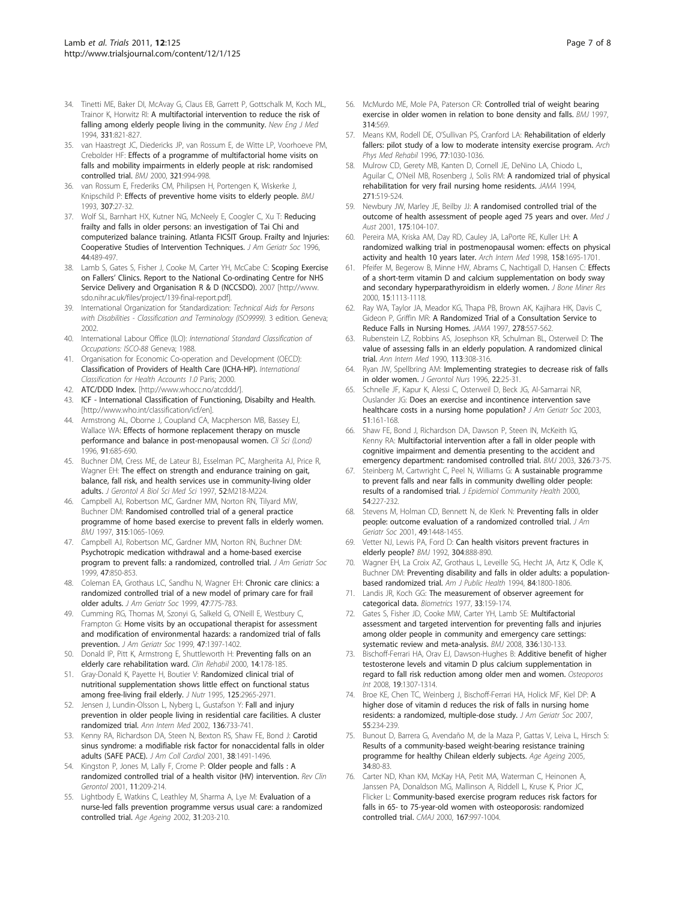34. Tinetti ME, Baker DI, McAvay G, Claus EB, Garrett P, Gottschalk M, Koch ML, Trainor K, Horwitz RI: A multifactorial intervention to reduce the risk of falling among elderly people living in the community. *New Eng J Med* 1994, 331:821-827.
35. van Haastregt JC, Diedericks JP, van Rossum E, de Witte LP, Voorhoeve PM, Crebolder HF: Effects of a programme of multifactorial home visits on falls and mobility impairments in elderly people at risk: randomised controlled trial. *BMJ* 2000, 321:994-998.
36. van Rossum E, Frederiks CM, Philipsen H, Portengen K, Wiskerke J, Knipschild P: Effects of preventive home visits to elderly people. *BMJ* 1993, 307:27-32.
37. Wolf SL, Barnhart HX, Kutner NG, McNeely E, Coogler C, Xu T: Reducing frailty and falls in older persons: an investigation of Tai Chi and computerized balance training. Atlanta FICSIT Group. Frailty and Injuries: Cooperative Studies of Intervention Techniques. *J Am Geriatr Soc* 1996, 44:489-497.
38. Lamb S, Gates S, Fisher J, Cooke M, Carter YH, McCabe C: Scoping Exercise on Fallers' Clinics. Report to the National Co-ordinating Centre for NHS Service Delivery and Organisation R & D (NCCSDO). 2007 [http://www.sdo.nihr.ac.uk/files/project/139-final-report.pdf].
39. International Organization for Standardization: *Technical Aids for Persons with Disabilities - Classification and Terminology (ISO9999).* 3 edition. Geneva; 2002.
40. International Labour Office (ILO): *International Standard Classification of Occupations: ISCO-88* Geneva; 1988.
41. Organisation for Economic Co-operation and Development (OECD): Classification of Providers of Health Care (ICHA-HP). *International Classification for Health Accounts 1.0* Paris; 2000.
42. ATC/DDD Index. [http://www.whocc.no/atcddd/].
43. ICF - International Classification of Functioning, Disabilty and Health. [http://www.who.int/classification/icf/en].
44. Armstrong AL, Oborne J, Coupland CA, Macpherson MB, Bassey EJ, Wallace WA: Effects of hormone replacement therapy on muscle performance and balance in post-menopausal women. *Cli Sci (Lond)* 1996, 91:685-690.
45. Buchner DM, Cress ME, de Lateur BJ, Esselman PC, Margherita AJ, Price R, Wagner EH: The effect on strength and endurance training on gait, balance, fall risk, and health services use in community-living older adults. *J Gerontol A Biol Sci Med Sci* 1997, 52:M218-M224.
46. Campbell AJ, Robertson MC, Gardner MM, Norton RN, Tilyard MW, Buchner DM: Randomised controlled trial of a general practice programme of home based exercise to prevent falls in elderly women. *BMJ* 1997, 315:1065-1069.
47. Campbell AJ, Robertson MC, Gardner MM, Norton RN, Buchner DM: Psychotropic medication withdrawal and a home-based exercise program to prevent falls: a randomized, controlled trial. *J Am Geriatr Soc* 1999, 47:850-853.
48. Coleman EA, Grothaus LC, Sandhu N, Wagner EH: Chronic care clinics: a randomized controlled trial of a new model of primary care for frail older adults. *J Am Geriatr Soc* 1999, 47:775-783.
49. Cumming RG, Thomas M, Szonyi G, Salkeld G, O'Neill E, Westbury C, Frampton G: Home visits by an occupational therapist for assessment and modification of environmental hazards: a randomized trial of falls prevention. *J Am Geriatr Soc* 1999, 47:1397-1402.
50. Donald IP, Pitt K, Armstrong E, Shuttleworth H: Preventing falls on an elderly care rehabilitation ward. *Clin Rehabil* 2000, 14:178-185.
51. Gray-Donald K, Payette H, Boutier V: Randomized clinical trial of nutritional supplementation shows little effect on functional status among free-living frail elderly. *J Nutr* 1995, 125:2965-2971.
52. Jensen J, Lundin-Olsson L, Nyberg L, Gustafson Y: Fall and injury prevention in older people living in residential care facilities. A cluster randomized trial. *Ann Intern Med* 2002, 136:733-741.
53. Kenny RA, Richardson DA, Steen N, Bexton RS, Shaw FE, Bond J: Carotid sinus syndrome: a modifiable risk factor for nonaccidental falls in older adults (SAFE PACE). *J Am Coll Cardiol* 2001, 38:1491-1496.
54. Kingston P, Jones M, Lally F, Crome P: Older people and falls : A randomized controlled trial of a health visitor (HV) intervention. *Rev Clin Gerontol* 2001, 11:209-214.
55. Lightbody E, Watkins C, Leathley M, Sharma A, Lye M: Evaluation of a nurse-led falls prevention programme versus usual care: a randomized controlled trial. *Age Ageing* 2002, 31:203-210.
56. McMurdo ME, Mole PA, Paterson CR: Controlled trial of weight bearing exercise in older women in relation to bone density and falls. *BMJ* 1997, 314:569.
57. Means KM, Rodell DE, O'Sullivan PS, Cranford LA: Rehabilitation of elderly fallers: pilot study of a low to moderate intensity exercise program. *Arch Phys Med Rehabil* 1996, 77:1030-1036.
58. Mulrow CD, Gerety MB, Kanten D, Cornell JE, DeNino LA, Chiodo L, Aguilar C, O'Neil MB, Rosenberg J, Solis RM: A randomized trial of physical rehabilitation for very frail nursing home residents. *JAMA* 1994, 271:519-524.
59. Newbury JW, Marley JE, Beilby JJ: A randomised controlled trial of the outcome of health assessment of people aged 75 years and over. *Med J Aust* 2001, 175:104-107.
60. Pereira MA, Kriska AM, Day RD, Cauley JA, LaPorte RE, Kuller LH: A randomized walking trial in postmenopausal women: effects on physical activity and health 10 years later. *Arch Intern Med* 1998, 158:1695-1701.
61. Pfeifer M, Begerow B, Minne HW, Abrams C, Nachtigall D, Hansen C: Effects of a short-term vitamin D and calcium supplementation on body sway and secondary hyperparathyroidism in elderly women. *J Bone Miner Res* 2000, 15:1113-1118.
62. Ray WA, Taylor JA, Meador KG, Thapa PB, Brown AK, Kajihara HK, Davis C, Gideon P, Griffin MR: A Randomized Trial of a Consultation Service to Reduce Falls in Nursing Homes. *JAMA* 1997, 278:557-562.
63. Rubenstein LZ, Robbins AS, Josephson KR, Schulman BL, Osterweil D: The value of assessing falls in an elderly population. A randomized clinical trial. *Ann Intern Med* 1990, 113:308-316.
64. Ryan JW, Spellbring AM: Implementing strategies to decrease risk of falls in older women. *J Gerontol Nurs* 1996, 22:25-31.
65. Schnelle JF, Kapur K, Alessi C, Osterweil D, Beck JG, Al-Samarrai NR, Ouslander JG: Does an exercise and incontinence intervention save healthcare costs in a nursing home population? *J Am Geriatr Soc* 2003, 51:161-168.
66. Shaw FE, Bond J, Richardson DA, Dawson P, Steen IN, McKeith IG, Kenny RA: Multifactorial intervention after a fall in older people with cognitive impairment and dementia presenting to the accident and emergency department: randomised controlled trial. *BMJ* 2003, 326:73-75.
67. Steinberg M, Cartwright C, Peel N, Williams G: A sustainable programme to prevent falls and near falls in community dwelling older people: results of a randomised trial. *J Epidemiol Community Health* 2000, 54:227-232.
68. Stevens M, Holman CD, Bennett N, de Klerk N: Preventing falls in older people: outcome evaluation of a randomized controlled trial. *J Am Geriatr Soc* 2001, 49:1448-1455.
69. Vetter NJ, Lewis PA, Ford D: Can health visitors prevent fractures in elderly people? *BMJ* 1992, 304:888-890.
70. Wagner EH, La Croix AZ, Grothaus L, Leveille SG, Hecht JA, Artz K, Odle K, Buchner DM: Preventing disability and falls in older adults: a population-based randomized trial. *Am J Public Health* 1994, 84:1800-1806.
71. Landis JR, Koch GG: The measurement of observer agreement for categorical data. *Biometrics* 1977, 33:159-174.
72. Gates S, Fisher JD, Cooke MW, Carter YH, Lamb SE: Multifactorial assessment and targeted intervention for preventing falls and injuries among older people in community and emergency care settings: systematic review and meta-analysis. *BMJ* 2008, 336:130-133.
73. Bischoff-Ferrari HA, Orav EJ, Dawson-Hughes B: Additive benefit of higher testosterone levels and vitamin D plus calcium supplementation in regard to fall risk reduction among older men and women. *Osteoporos Int* 2008, 19:1307-1314.
74. Broe KE, Chen TC, Weinberg J, Bischoff-Ferrari HA, Holick MF, Kiel DP: A higher dose of vitamin d reduces the risk of falls in nursing home residents: a randomized, multiple-dose study. *J Am Geriatr Soc* 2007, 55:234-239.
75. Bunout D, Barrera G, Avendaño M, de la Maza P, Gattas V, Leiva L, Hirsch S: Results of a community-based weight-bearing resistance training programme for healthy Chilean elderly subjects. *Age Ageing* 2005, 34:80-83.
76. Carter ND, Khan KM, McKay HA, Petit MA, Waterman C, Heinonen A, Janssen PA, Donaldson MG, Mallinson A, Riddell L, Kruse K, Prior JC, Flicker L: Community-based exercise program reduces risk factors for falls in 65- to 75-year-old women with osteoporosis: randomized controlled trial. *CMAJ* 2000, 167:997-1004.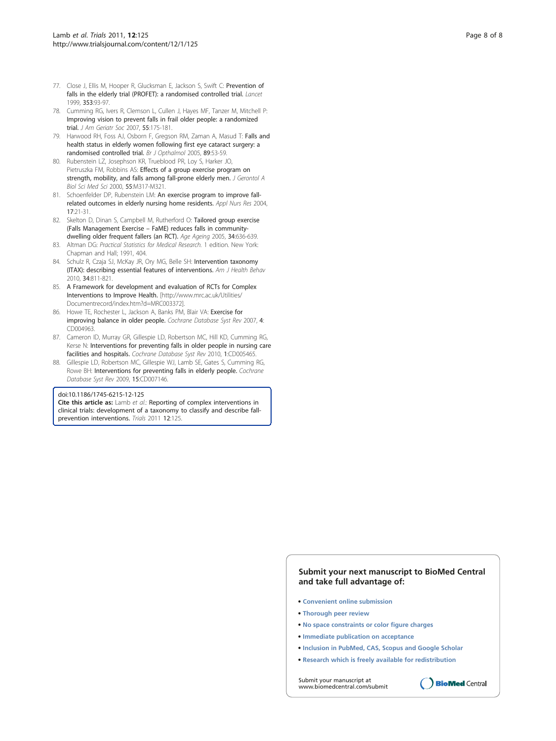77. Close J, Ellis M, Hooper R, Glucksman E, Jackson S, Swift C: **Prevention of falls in the elderly trial (PROFET): a randomised controlled trial.** *Lancet* 1999, **353**:93-97.
78. Cumming RG, Ivers R, Clemson L, Cullen J, Hayes MF, Tanzer M, Mitchell P: **Improving vision to prevent falls in frail older people: a randomized trial.** *J Am Geriatr Soc* 2007, **55**:175-181.
79. Harwood RH, Foss AJ, Osborn F, Gregson RM, Zaman A, Masud T: **Falls and health status in elderly women following first eye cataract surgery: a randomised controlled trial.** *Br J Opthalmol* 2005, **89**:53-59.
80. Rubenstein LZ, Josephson KR, Trueblood PR, Loy S, Harker JO, Pietruszka FM, Robbins AS: **Effects of a group exercise program on strength, mobility, and falls among fall-prone elderly men.** *J Gerontol A Biol Sci Med Sci* 2000, **55**:M317-M321.
81. Schoenfelder DP, Rubenstein LM: **An exercise program to improve fall-related outcomes in elderly nursing home residents.** *Appl Nurs Res* 2004, **17**:21-31.
82. Skelton D, Dinan S, Campbell M, Rutherford O: **Tailored group exercise (Falls Management Exercise – FaME) reduces falls in community-dwelling older frequent fallers (an RCT).** *Age Ageing* 2005, **34**:636-639.
83. Altman DG: *Practical Statistics for Medical Research.* 1 edition. New York: Chapman and Hall; 1991, 404.
84. Schulz R, Czaja SJ, McKay JR, Ory MG, Belle SH: **Intervention taxonomy (ITAX): describing essential features of interventions.** *Am J Health Behav* 2010, **34**:811-821.
85. **A Framework for development and evaluation of RCTs for Complex Interventions to Improve Health.** [http://www.mrc.ac.uk/Utilities/Documentrecord/index.htm?d=MRC003372].
86. Howe TE, Rochester L, Jackson A, Banks PM, Blair VA: **Exercise for improving balance in older people.** *Cochrane Database Syst Rev* 2007, **4**: CD004963.
87. Cameron ID, Murray GR, Gillespie LD, Robertson MC, Hill KD, Cumming RG, Kerse N: **Interventions for preventing falls in older people in nursing care facilities and hospitals.** *Cochrane Database Syst Rev* 2010, **1**:CD005465.
88. Gillespie LD, Robertson MC, Gillespie WJ, Lamb SE, Gates S, Cumming RG, Rowe BH: **Interventions for preventing falls in elderly people.** *Cochrane Database Syst Rev* 2009, **15**:CD007146.

doi:10.1186/1745-6215-12-125
**Cite this article as:** Lamb *et al.*: Reporting of complex interventions in clinical trials: development of a taxonomy to classify and describe fall-prevention interventions. *Trials* 2011 **12**:125.

**Submit your next manuscript to BioMed Central and take full advantage of:**

- Convenient online submission
- Thorough peer review
- No space constraints or color figure charges
- Immediate publication on acceptance
- Inclusion in PubMed, CAS, Scopus and Google Scholar
- Research which is freely available for redistribution

Submit your manuscript at
www.biomedcentral.com/submit

BioMed Central